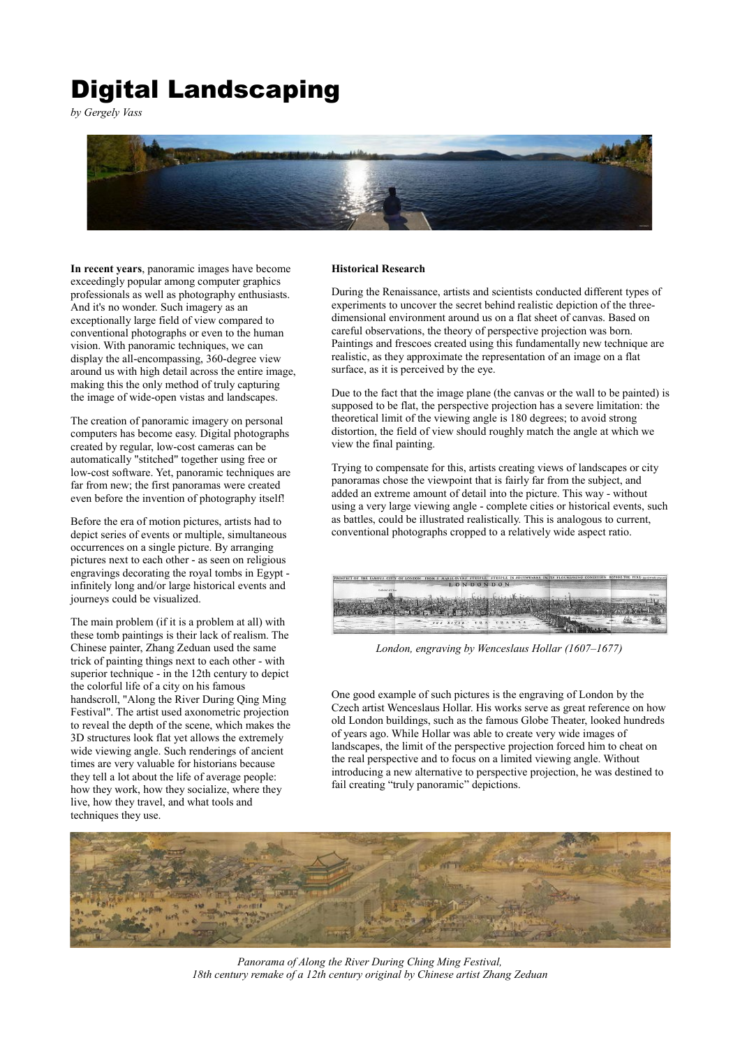# Digital Landscaping

*by Gergely Vass*

**In recent years**, panoramic images have become exceedingly popular among computer graphics professionals as well as photography enthusiasts. And it's no wonder. Such imagery as an exceptionally large field of view compared to conventional photographs or even to the human vision. With panoramic techniques, we can display the all-encompassing, 360-degree view around us with high detail across the entire image, making this the only method of truly capturing the image of wide-open vistas and landscapes.

The creation of panoramic imagery on personal computers has become easy. Digital photographs created by regular, low-cost cameras can be automatically "stitched" together using free or low-cost software. Yet, panoramic techniques are far from new; the first panoramas were created even before the invention of photography itself!

Before the era of motion pictures, artists had to depict series of events or multiple, simultaneous occurrences on a single picture. By arranging pictures next to each other - as seen on religious engravings decorating the royal tombs in Egypt - infinitely long and/or large historical events and journeys could be visualized.

The main problem (if it is a problem at all) with these tomb paintings is their lack of realism. The Chinese painter, Zhang Zeduan used the same trick of painting things next to each other - with superior technique - in the 12th century to depict the colorful life of a city on his famous handscroll, "Along the River During Qing Ming Festival". The artist used axonometric projection to reveal the depth of the scene, which makes the 3D structures look flat yet allows the extremely wide viewing angle. Such renderings of ancient times are very valuable for historians because they tell a lot about the life of average people: how they work, how they socialize, where they live, how they travel, and what tools and techniques they use.

**Historical Research**

During the Renaissance, artists and scientists conducted different types of experiments to uncover the secret behind realistic depiction of the three-dimensional environment around us on a flat sheet of canvas. Based on careful observations, the theory of perspective projection was born. Paintings and frescoes created using this fundamentally new technique are realistic, as they approximate the representation of an image on a flat surface, as it is perceived by the eye.

Due to the fact that the image plane (the canvas or the wall to be painted) is supposed to be flat, the perspective projection has a severe limitation: the theoretical limit of the viewing angle is 180 degrees; to avoid strong distortion, the field of view should roughly match the angle at which we view the final painting.

Trying to compensate for this, artists creating views of landscapes or city panoramas chose the viewpoint that is fairly far from the subject, and added an extreme amount of detail into the picture. This way - without using a very large viewing angle - complete cities or historical events, such as battles, could be illustrated realistically. This is analogous to current, conventional photographs cropped to a relatively wide aspect ratio.

*London, engraving by Wenceslaus Hollar (1607–1677)*

One good example of such pictures is the engraving of London by the Czech artist Wenceslaus Hollar. His works serve as great reference on how old London buildings, such as the famous Globe Theater, looked hundreds of years ago. While Hollar was able to create very wide images of landscapes, the limit of the perspective projection forced him to cheat on the real perspective and to focus on a limited viewing angle. Without introducing a new alternative to perspective projection, he was destined to fail creating "truly panoramic" depictions.

*Panorama of Along the River During Ching Ming Festival, 18th century remake of a 12th century original by Chinese artist Zhang Zeduan*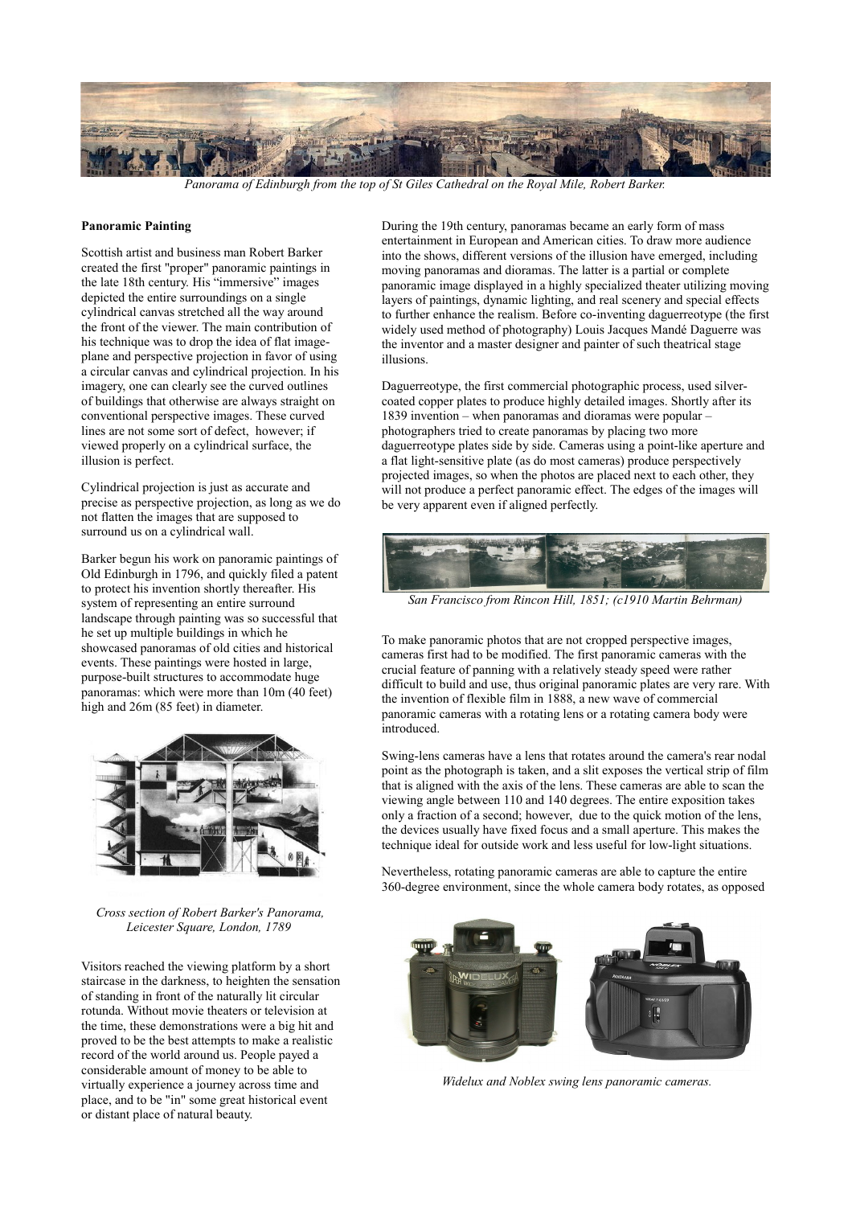*Panorama of Edinburgh from the top of St Giles Cathedral on the Royal Mile, Robert Barker.*

**Panoramic Painting**

Scottish artist and business man Robert Barker created the first "proper" panoramic paintings in the late 18th century. His "immersive" images depicted the entire surroundings on a single cylindrical canvas stretched all the way around the front of the viewer. The main contribution of his technique was to drop the idea of flat image-plane and perspective projection in favor of using a circular canvas and cylindrical projection. In his imagery, one can clearly see the curved outlines of buildings that otherwise are always straight on conventional perspective images. These curved lines are not some sort of defect, however; if viewed properly on a cylindrical surface, the illusion is perfect.

Cylindrical projection is just as accurate and precise as perspective projection, as long as we do not flatten the images that are supposed to surround us on a cylindrical wall.

Barker begun his work on panoramic paintings of Old Edinburgh in 1796, and quickly filed a patent to protect his invention shortly thereafter. His system of representing an entire surround landscape through painting was so successful that he set up multiple buildings in which he showcased panoramas of old cities and historical events. These paintings were hosted in large, purpose-built structures to accommodate huge panoramas: which were more than 10m (40 feet) high and 26m (85 feet) in diameter.

*Cross section of Robert Barker's Panorama, Leicester Square, London, 1789*

Visitors reached the viewing platform by a short staircase in the darkness, to heighten the sensation of standing in front of the naturally lit circular rotunda. Without movie theaters or television at the time, these demonstrations were a big hit and proved to be the best attempts to make a realistic record of the world around us. People payed a considerable amount of money to be able to virtually experience a journey across time and place, and to be "in" some great historical event or distant place of natural beauty.

During the 19th century, panoramas became an early form of mass entertainment in European and American cities. To draw more audience into the shows, different versions of the illusion have emerged, including moving panoramas and dioramas. The latter is a partial or complete panoramic image displayed in a highly specialized theater utilizing moving layers of paintings, dynamic lighting, and real scenery and special effects to further enhance the realism. Before co-inventing daguerreotype (the first widely used method of photography) Louis Jacques Mandé Daguerre was the inventor and a master designer and painter of such theatrical stage illusions.

Daguerreotype, the first commercial photographic process, used silver-coated copper plates to produce highly detailed images. Shortly after its 1839 invention – when panoramas and dioramas were popular – photographers tried to create panoramas by placing two more daguerreotype plates side by side. Cameras using a point-like aperture and a flat light-sensitive plate (as do most cameras) produce perspectively projected images, so when the photos are placed next to each other, they will not produce a perfect panoramic effect. The edges of the images will be very apparent even if aligned perfectly.

*San Francisco from Rincon Hill, 1851; (c1910 Martin Behrman)*

To make panoramic photos that are not cropped perspective images, cameras first had to be modified. The first panoramic cameras with the crucial feature of panning with a relatively steady speed were rather difficult to build and use, thus original panoramic plates are very rare. With the invention of flexible film in 1888, a new wave of commercial panoramic cameras with a rotating lens or a rotating camera body were introduced.

Swing-lens cameras have a lens that rotates around the camera's rear nodal point as the photograph is taken, and a slit exposes the vertical strip of film that is aligned with the axis of the lens. These cameras are able to scan the viewing angle between 110 and 140 degrees. The entire exposition takes only a fraction of a second; however, due to the quick motion of the lens, the devices usually have fixed focus and a small aperture. This makes the technique ideal for outside work and less useful for low-light situations.

Nevertheless, rotating panoramic cameras are able to capture the entire 360-degree environment, since the whole camera body rotates, as opposed

*Widelux and Noblex swing lens panoramic cameras.*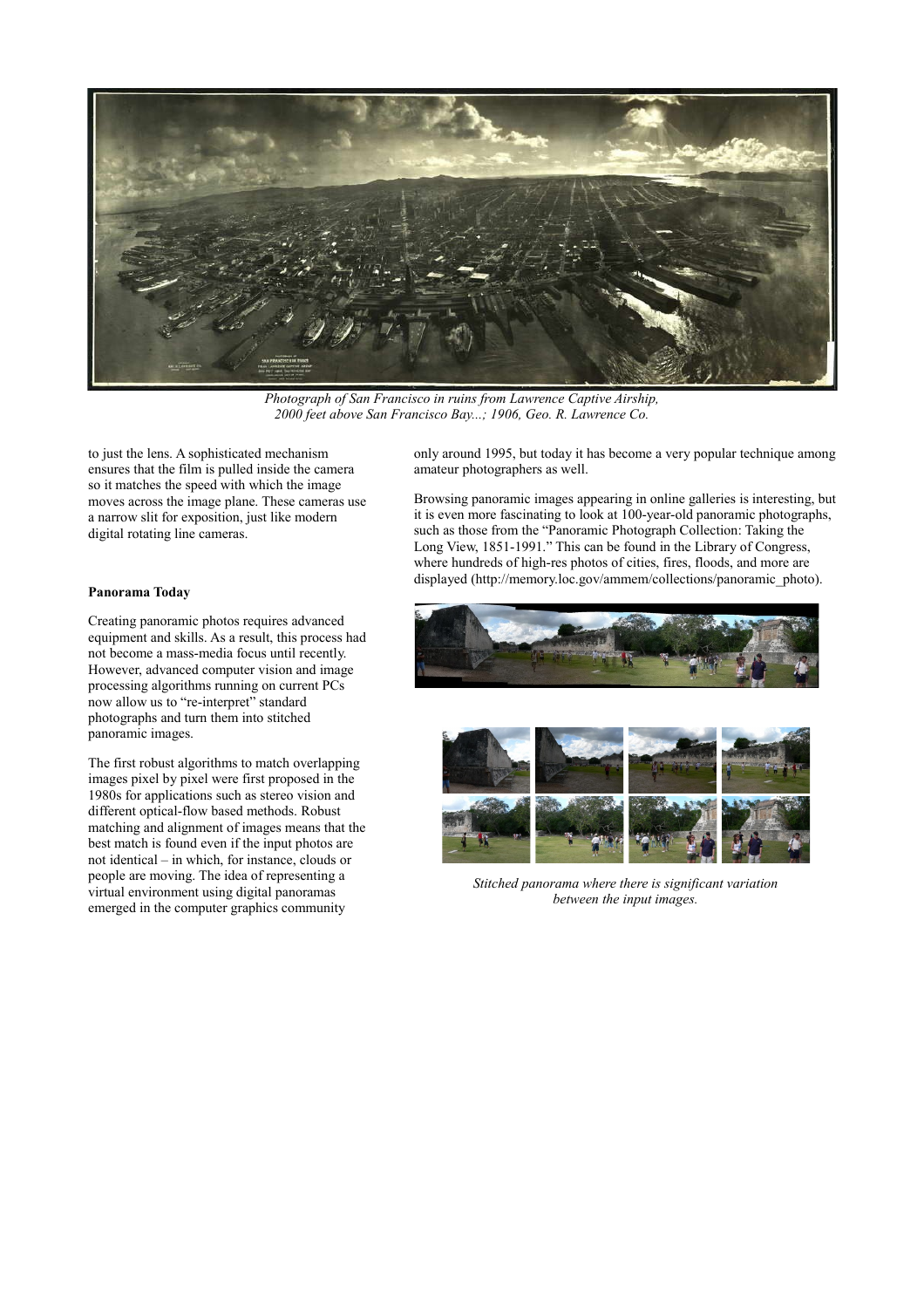*Photograph of San Francisco in ruins from Lawrence Captive Airship, 2000 feet above San Francisco Bay...; 1906, Geo. R. Lawrence Co.*

to just the lens. A sophisticated mechanism ensures that the film is pulled inside the camera so it matches the speed with which the image moves across the image plane. These cameras use a narrow slit for exposition, just like modern digital rotating line cameras.

**Panorama Today**

Creating panoramic photos requires advanced equipment and skills. As a result, this process had not become a mass-media focus until recently. However, advanced computer vision and image processing algorithms running on current PCs now allow us to "re-interpret" standard photographs and turn them into stitched panoramic images.

The first robust algorithms to match overlapping images pixel by pixel were first proposed in the 1980s for applications such as stereo vision and different optical-flow based methods. Robust matching and alignment of images means that the best match is found even if the input photos are not identical – in which, for instance, clouds or people are moving. The idea of representing a virtual environment using digital panoramas emerged in the computer graphics community only around 1995, but today it has become a very popular technique among amateur photographers as well.

Browsing panoramic images appearing in online galleries is interesting, but it is even more fascinating to look at 100-year-old panoramic photographs, such as those from the "Panoramic Photograph Collection: Taking the Long View, 1851-1991." This can be found in the Library of Congress, where hundreds of high-res photos of cities, fires, floods, and more are displayed (http://memory.loc.gov/ammem/collections/panoramic_photo).

*Stitched panorama where there is significant variation between the input images.*